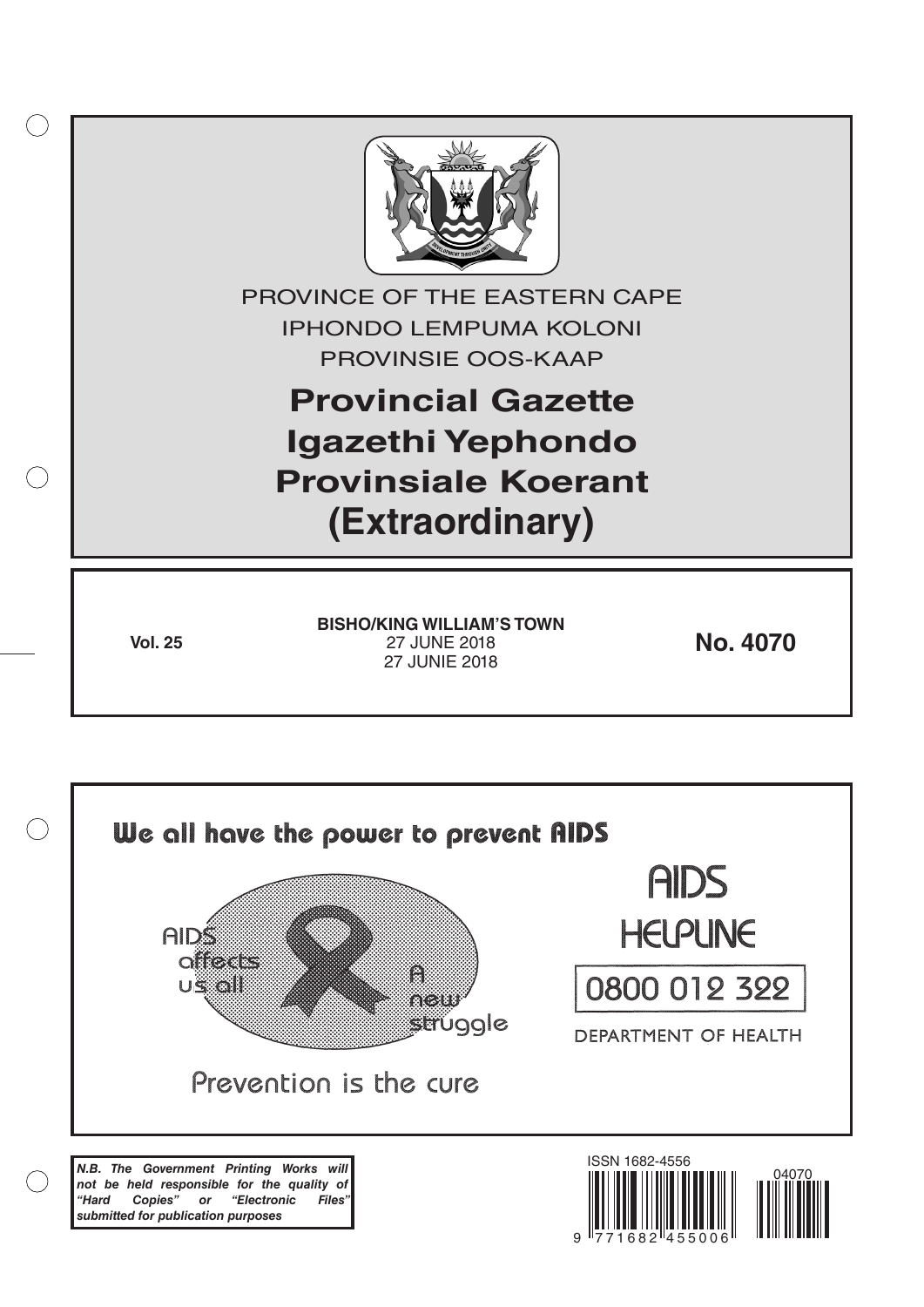PROVINCE OF THE EASTERN CAPE

IPHONDO LEMPUMA KOLONI

PROVINSIE OOS-KAAP

# Provincial Gazette
# Igazethi Yephondo
# Provinsiale Koerant
# (Extraordinary)

**Vol. 25**

**BISHO/KING WILLIAM'S TOWN**

27 JUNE 2018

27 JUNIE 2018

**No. 4070**

**We all have the power to prevent AIDS**

AIDS affects us all

A new struggle

Prevention is the cure

AIDS HELPLINE

0800 012 322

DEPARTMENT OF HEALTH

***N.B. The Government Printing Works will not be held responsible for the quality of "Hard Copies" or "Electronic Files" submitted for publication purposes***

ISSN 1682-4556

9 771682 455006

04070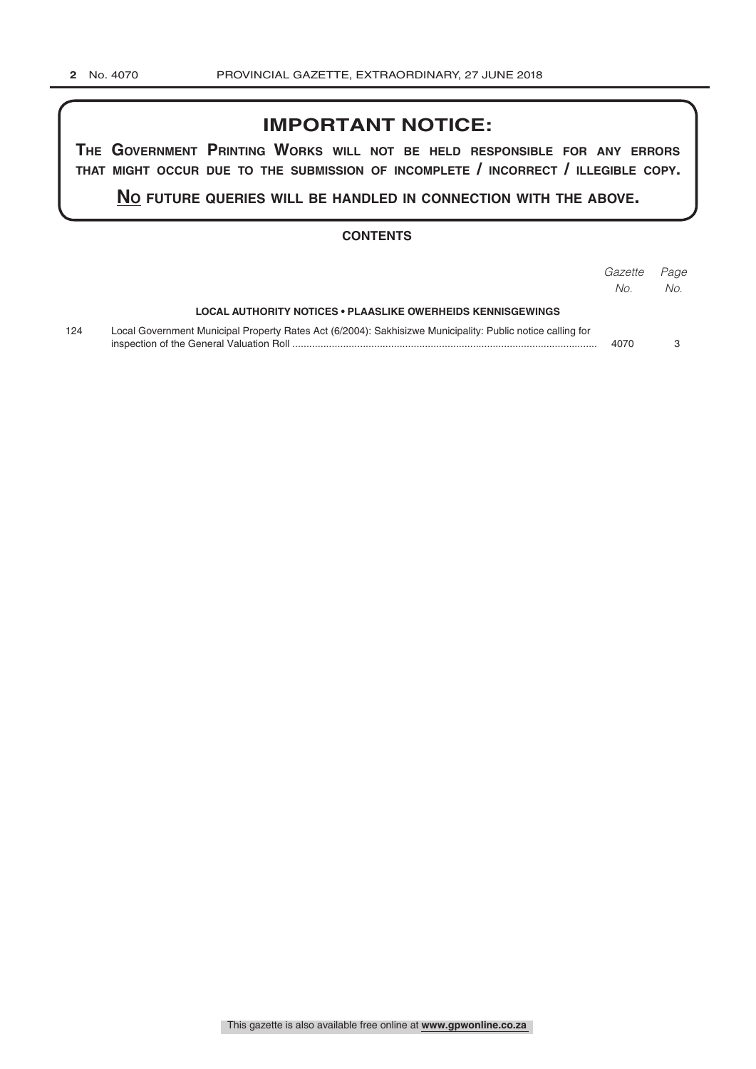## IMPORTANT NOTICE:

**THE GOVERNMENT PRINTING WORKS WILL NOT BE HELD RESPONSIBLE FOR ANY ERRORS THAT MIGHT OCCUR DUE TO THE SUBMISSION OF INCOMPLETE / INCORRECT / ILLEGIBLE COPY.**

**NO FUTURE QUERIES WILL BE HANDLED IN CONNECTION WITH THE ABOVE.**

### CONTENTS

| | | *Gazette No.* | *Page No.* |
|---|---|---|---|
| | **LOCAL AUTHORITY NOTICES • PLAASLIKE OWERHEIDS KENNISGEWINGS** | | |
| 124 | Local Government Municipal Property Rates Act (6/2004): Sakhisizwe Municipality: Public notice calling for inspection of the General Valuation Roll | 4070 | 3 |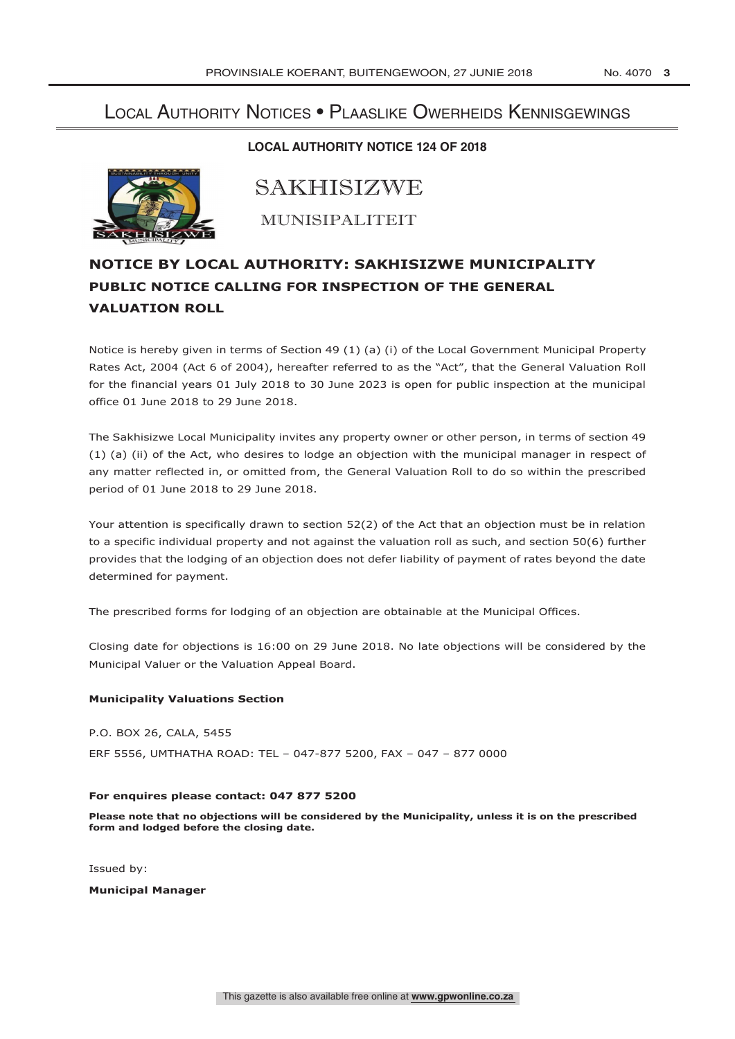# Local Authority Notices • Plaaslike Owerheids Kennisgewings

**LOCAL AUTHORITY NOTICE 124 OF 2018**

SAKHISIZWE

MUNISIPALITEIT

## NOTICE BY LOCAL AUTHORITY: SAKHISIZWE MUNICIPALITY PUBLIC NOTICE CALLING FOR INSPECTION OF THE GENERAL VALUATION ROLL

Notice is hereby given in terms of Section 49 (1) (a) (i) of the Local Government Municipal Property Rates Act, 2004 (Act 6 of 2004), hereafter referred to as the "Act", that the General Valuation Roll for the financial years 01 July 2018 to 30 June 2023 is open for public inspection at the municipal office 01 June 2018 to 29 June 2018.

The Sakhisizwe Local Municipality invites any property owner or other person, in terms of section 49 (1) (a) (ii) of the Act, who desires to lodge an objection with the municipal manager in respect of any matter reflected in, or omitted from, the General Valuation Roll to do so within the prescribed period of 01 June 2018 to 29 June 2018.

Your attention is specifically drawn to section 52(2) of the Act that an objection must be in relation to a specific individual property and not against the valuation roll as such, and section 50(6) further provides that the lodging of an objection does not defer liability of payment of rates beyond the date determined for payment.

The prescribed forms for lodging of an objection are obtainable at the Municipal Offices.

Closing date for objections is 16:00 on 29 June 2018. No late objections will be considered by the Municipal Valuer or the Valuation Appeal Board.

**Municipality Valuations Section**

P.O. BOX 26, CALA, 5455

ERF 5556, UMTHATHA ROAD: TEL – 047-877 5200, FAX – 047 – 877 0000

**For enquires please contact: 047 877 5200**

**Please note that no objections will be considered by the Municipality, unless it is on the prescribed form and lodged before the closing date.**

Issued by:

**Municipal Manager**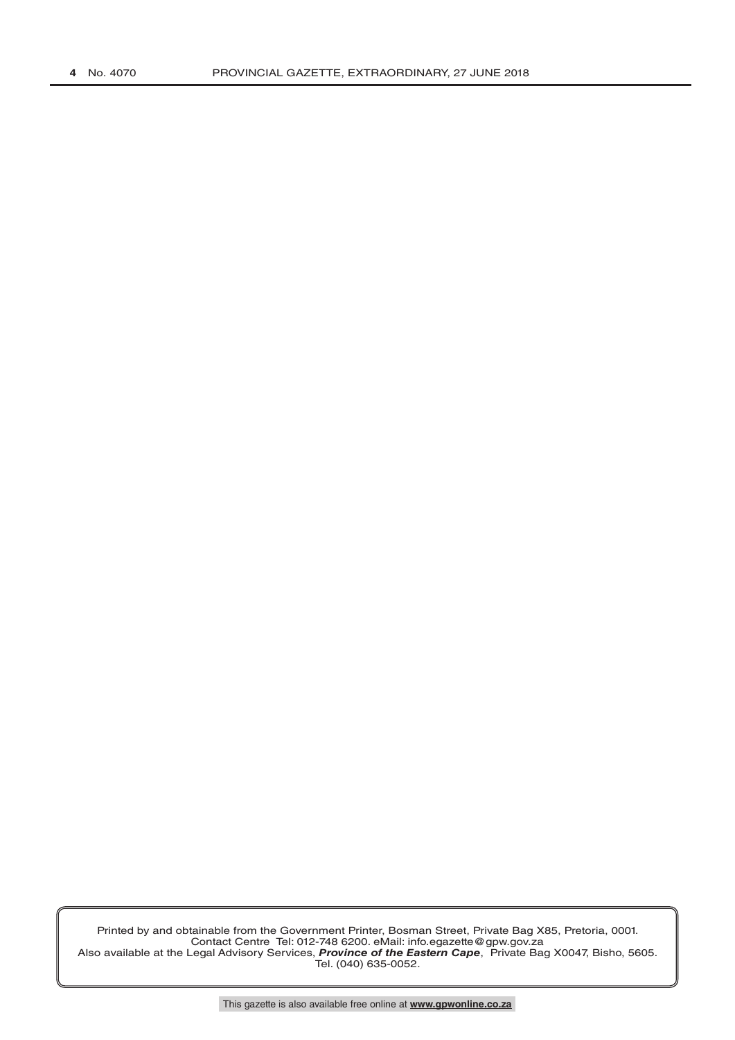Printed by and obtainable from the Government Printer, Bosman Street, Private Bag X85, Pretoria, 0001.
Contact Centre Tel: 012-748 6200. eMail: info.egazette@gpw.gov.za
Also available at the Legal Advisory Services, ***Province of the Eastern Cape***, Private Bag X0047, Bisho, 5605.
Tel. (040) 635-0052.

This gazette is also available free online at **www.gpwonline.co.za**